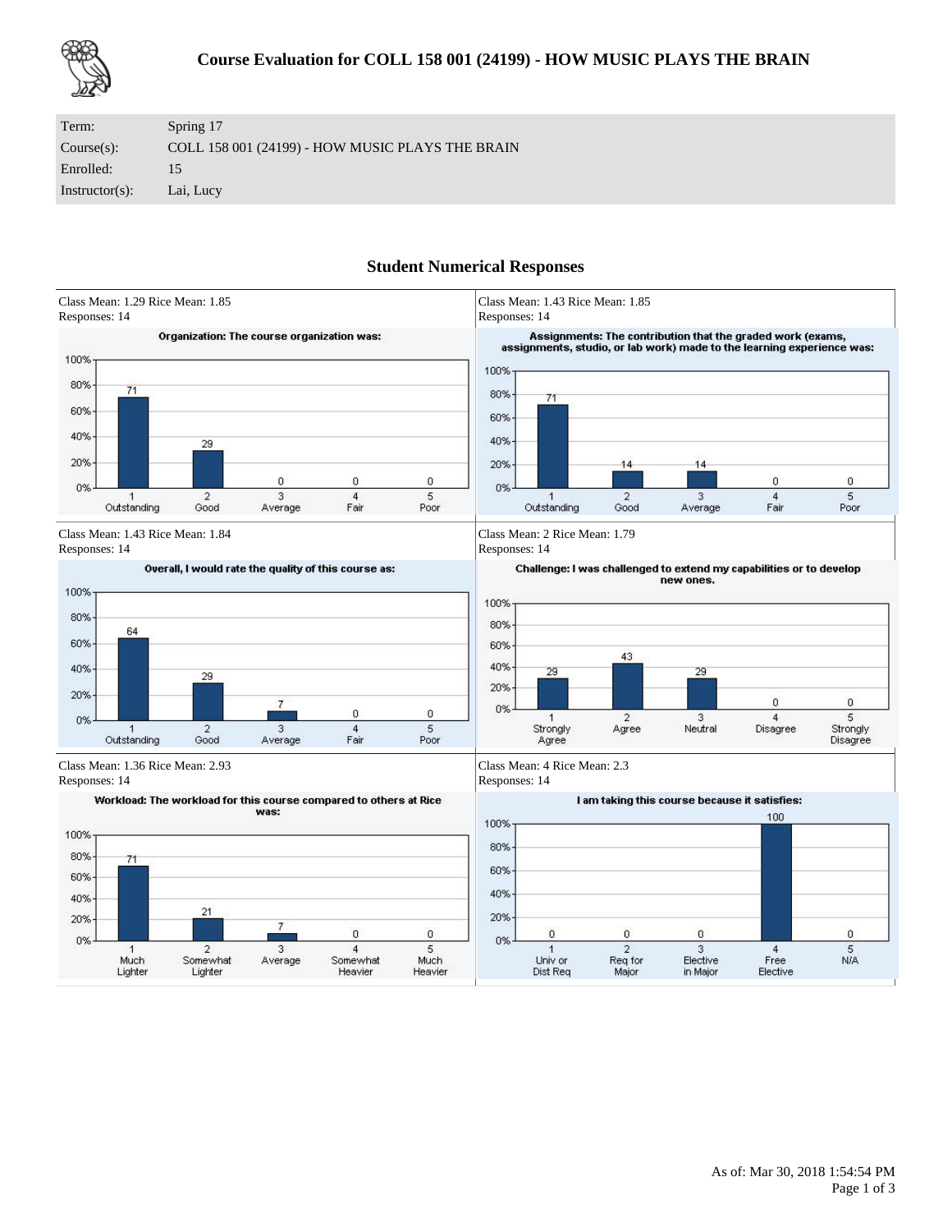# Course Evaluation for COLL 158 001 (24199) - HOW MUSIC PLAYS THE BRAIN

| | |
|---|---|
| Term: | Spring 17 |
| Course(s): | COLL 158 001 (24199) - HOW MUSIC PLAYS THE BRAIN |
| Enrolled: | 15 |
| Instructor(s): | Lai, Lucy |

## Student Numerical Responses

Class Mean: 1.29 Rice Mean: 1.85
Responses: 14

**Organization: The course organization was:**

| 1 Outstanding | 2 Good | 3 Average | 4 Fair | 5 Poor |
|---|---|---|---|---|
| 71 | 29 | 0 | 0 | 0 |

Class Mean: 1.43 Rice Mean: 1.85
Responses: 14

**Assignments: The contribution that the graded work (exams, assignments, studio, or lab work) made to the learning experience was:**

| 1 Outstanding | 2 Good | 3 Average | 4 Fair | 5 Poor |
|---|---|---|---|---|
| 71 | 14 | 14 | 0 | 0 |

Class Mean: 1.43 Rice Mean: 1.84
Responses: 14

**Overall, I would rate the quality of this course as:**

| 1 Outstanding | 2 Good | 3 Average | 4 Fair | 5 Poor |
|---|---|---|---|---|
| 64 | 29 | 7 | 0 | 0 |

Class Mean: 2 Rice Mean: 1.79
Responses: 14

**Challenge: I was challenged to extend my capabilities or to develop new ones.**

| 1 Strongly Agree | 2 Agree | 3 Neutral | 4 Disagree | 5 Strongly Disagree |
|---|---|---|---|---|
| 29 | 43 | 29 | 0 | 0 |

Class Mean: 1.36 Rice Mean: 2.93
Responses: 14

**Workload: The workload for this course compared to others at Rice was:**

| 1 Much Lighter | 2 Somewhat Lighter | 3 Average | 4 Somewhat Heavier | 5 Much Heavier |
|---|---|---|---|---|
| 71 | 21 | 7 | 0 | 0 |

Class Mean: 4 Rice Mean: 2.3
Responses: 14

**I am taking this course because it satisfies:**

| 1 Univ or Dist Req | 2 Req for Major | 3 Elective in Major | 4 Free Elective | 5 N/A |
|---|---|---|---|---|
| 0 | 0 | 0 | 100 | 0 |

As of: Mar 30, 2018 1:54:54 PM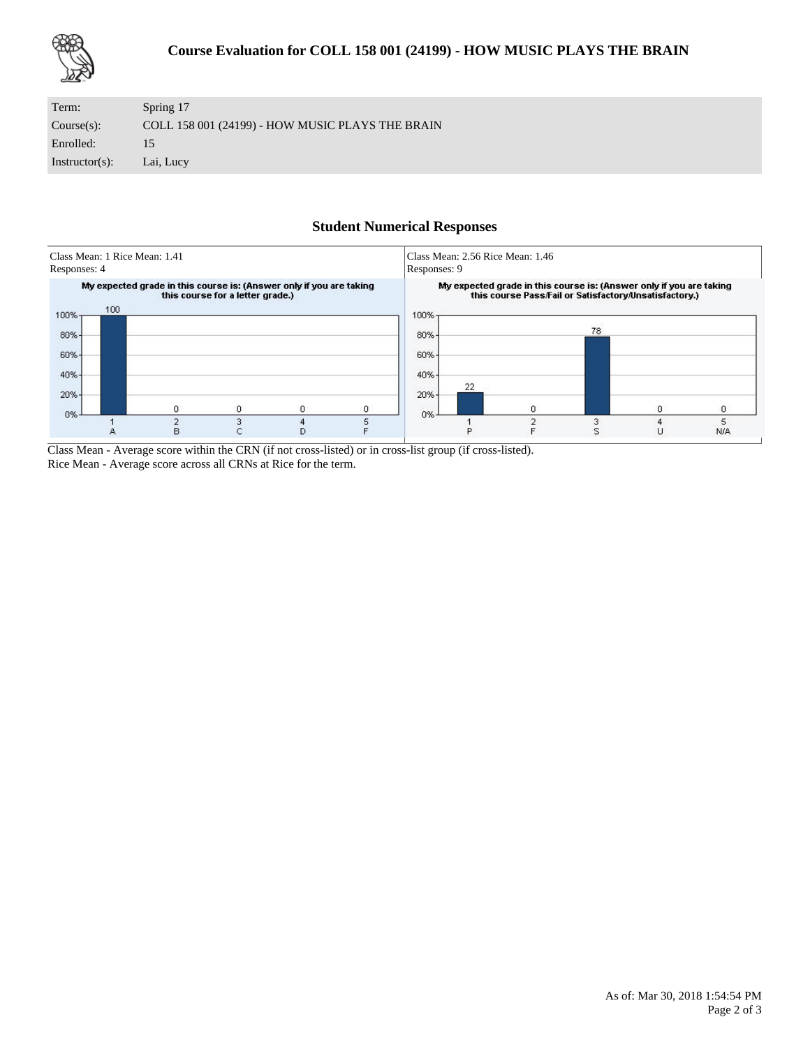# Course Evaluation for COLL 158 001 (24199) - HOW MUSIC PLAYS THE BRAIN

| | |
|---|---|
| Term: | Spring 17 |
| Course(s): | COLL 158 001 (24199) - HOW MUSIC PLAYS THE BRAIN |
| Enrolled: | 15 |
| Instructor(s): | Lai, Lucy |

## Student Numerical Responses

Class Mean: 1 Rice Mean: 1.41
Responses: 4

**My expected grade in this course is: (Answer only if you are taking this course for a letter grade.)**

| Response | 1 A | 2 B | 3 C | 4 D | 5 F |
|---|---|---|---|---|---|
| % | 100 | 0 | 0 | 0 | 0 |

Class Mean: 2.56 Rice Mean: 1.46
Responses: 9

**My expected grade in this course is: (Answer only if you are taking this course Pass/Fail or Satisfactory/Unsatisfactory.)**

| Response | 1 P | 2 F | 3 S | 4 U | 5 N/A |
|---|---|---|---|---|---|
| % | 22 | 0 | 78 | 0 | 0 |

Class Mean - Average score within the CRN (if not cross-listed) or in cross-list group (if cross-listed).
Rice Mean - Average score across all CRNs at Rice for the term.

As of: Mar 30, 2018 1:54:54 PM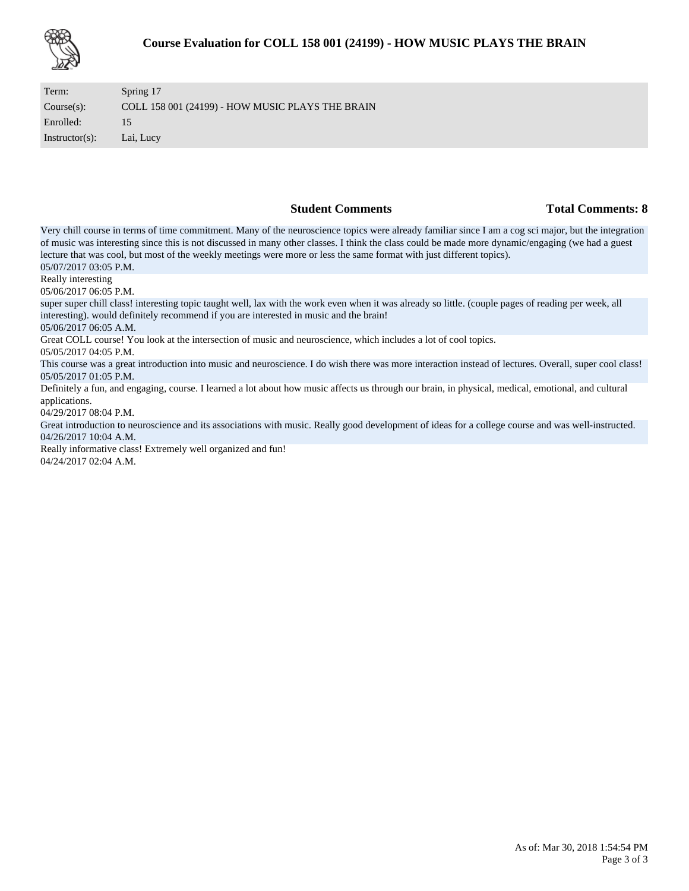# Course Evaluation for COLL 158 001 (24199) - HOW MUSIC PLAYS THE BRAIN

| | |
|---|---|
| Term: | Spring 17 |
| Course(s): | COLL 158 001 (24199) - HOW MUSIC PLAYS THE BRAIN |
| Enrolled: | 15 |
| Instructor(s): | Lai, Lucy |

## Student Comments

**Total Comments: 8**

Very chill course in terms of time commitment. Many of the neuroscience topics were already familiar since I am a cog sci major, but the integration of music was interesting since this is not discussed in many other classes. I think the class could be made more dynamic/engaging (we had a guest lecture that was cool, but most of the weekly meetings were more or less the same format with just different topics).
05/07/2017 03:05 P.M.

Really interesting
05/06/2017 06:05 P.M.

super super chill class! interesting topic taught well, lax with the work even when it was already so little. (couple pages of reading per week, all interesting). would definitely recommend if you are interested in music and the brain!
05/06/2017 06:05 A.M.

Great COLL course! You look at the intersection of music and neuroscience, which includes a lot of cool topics.
05/05/2017 04:05 P.M.

This course was a great introduction into music and neuroscience. I do wish there was more interaction instead of lectures. Overall, super cool class!
05/05/2017 01:05 P.M.

Definitely a fun, and engaging, course. I learned a lot about how music affects us through our brain, in physical, medical, emotional, and cultural applications.
04/29/2017 08:04 P.M.

Great introduction to neuroscience and its associations with music. Really good development of ideas for a college course and was well-instructed.
04/26/2017 10:04 A.M.

Really informative class! Extremely well organized and fun!
04/24/2017 02:04 A.M.

As of: Mar 30, 2018 1:54:54 PM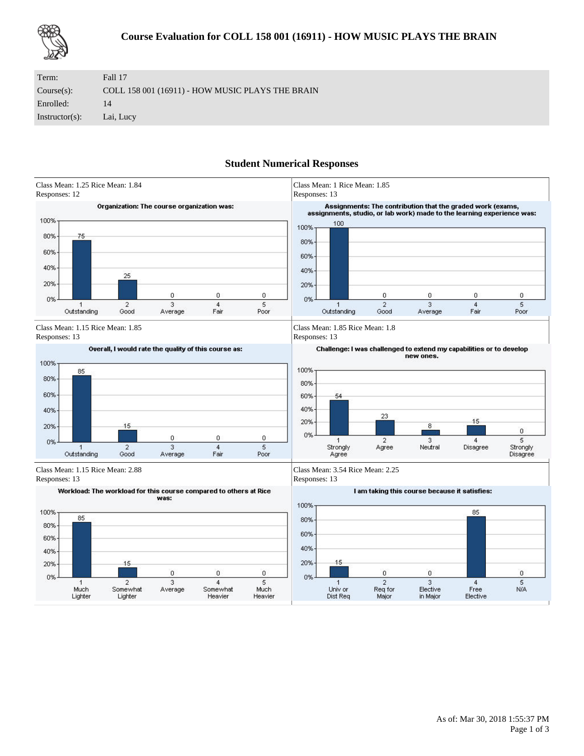# Course Evaluation for COLL 158 001 (16911) - HOW MUSIC PLAYS THE BRAIN

| | |
|---|---|
| Term: | Fall 17 |
| Course(s): | COLL 158 001 (16911) - HOW MUSIC PLAYS THE BRAIN |
| Enrolled: | 14 |
| Instructor(s): | Lai, Lucy |

## Student Numerical Responses

Class Mean: 1.25 Rice Mean: 1.84
Responses: 12

**Organization: The course organization was:**

| 1 Outstanding | 2 Good | 3 Average | 4 Fair | 5 Poor |
|---|---|---|---|---|
| 75 | 25 | 0 | 0 | 0 |

Class Mean: 1 Rice Mean: 1.85
Responses: 13

**Assignments: The contribution that the graded work (exams, assignments, studio, or lab work) made to the learning experience was:**

| 1 Outstanding | 2 Good | 3 Average | 4 Fair | 5 Poor |
|---|---|---|---|---|
| 100 | 0 | 0 | 0 | 0 |

Class Mean: 1.15 Rice Mean: 1.85
Responses: 13

**Overall, I would rate the quality of this course as:**

| 1 Outstanding | 2 Good | 3 Average | 4 Fair | 5 Poor |
|---|---|---|---|---|
| 85 | 15 | 0 | 0 | 0 |

Class Mean: 1.85 Rice Mean: 1.8
Responses: 13

**Challenge: I was challenged to extend my capabilities or to develop new ones.**

| 1 Strongly Agree | 2 Agree | 3 Neutral | 4 Disagree | 5 Strongly Disagree |
|---|---|---|---|---|
| 54 | 23 | 8 | 15 | 0 |

Class Mean: 1.15 Rice Mean: 2.88
Responses: 13

**Workload: The workload for this course compared to others at Rice was:**

| 1 Much Lighter | 2 Somewhat Lighter | 3 Average | 4 Somewhat Heavier | 5 Much Heavier |
|---|---|---|---|---|
| 85 | 15 | 0 | 0 | 0 |

Class Mean: 3.54 Rice Mean: 2.25
Responses: 13

**I am taking this course because it satisfies:**

| 1 Univ or Dist Req | 2 Req for Major | 3 Elective in Major | 4 Free Elective | 5 N/A |
|---|---|---|---|---|
| 15 | 0 | 0 | 85 | 0 |

As of: Mar 30, 2018 1:55:37 PM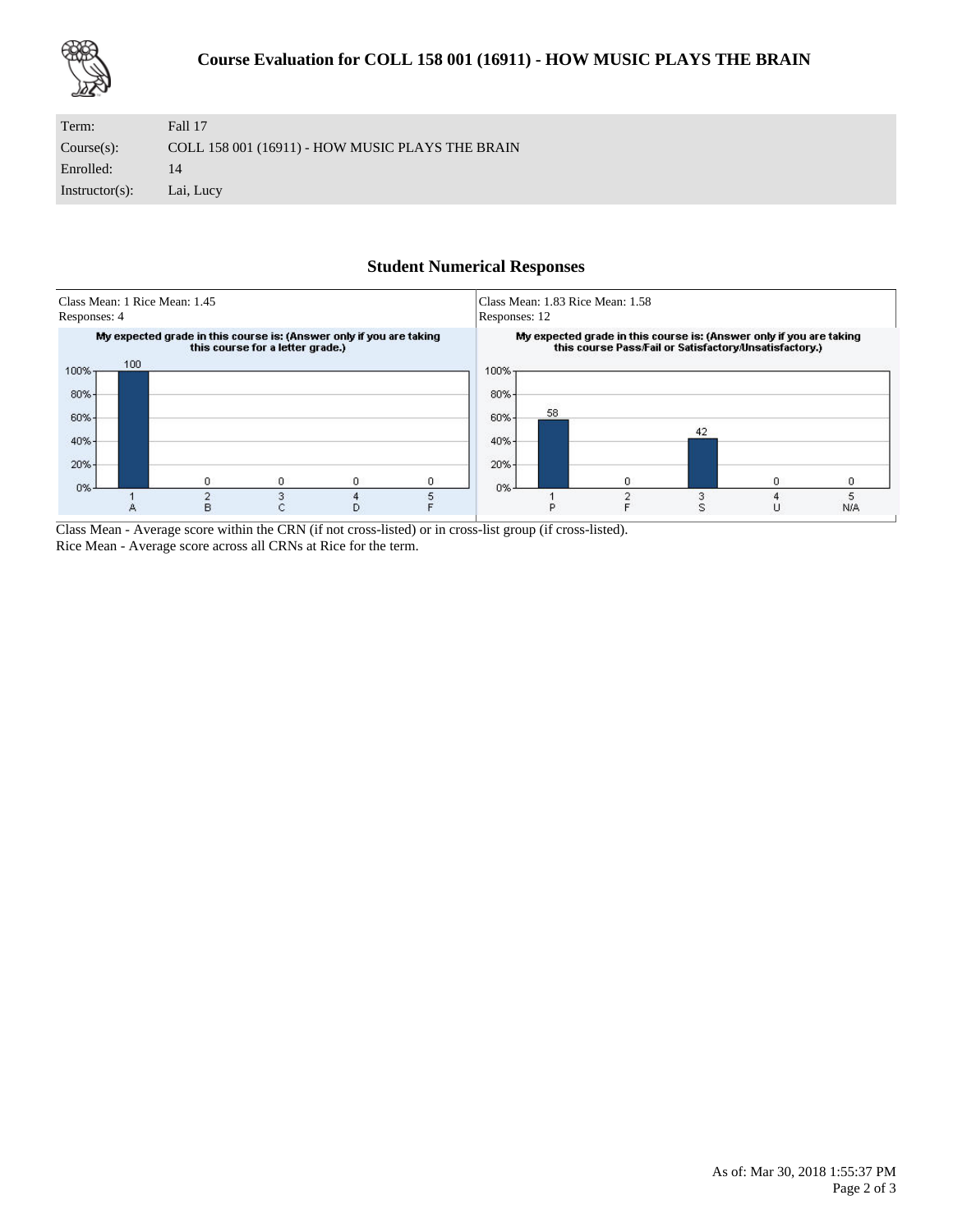# Course Evaluation for COLL 158 001 (16911) - HOW MUSIC PLAYS THE BRAIN

| | |
|---|---|
| Term: | Fall 17 |
| Course(s): | COLL 158 001 (16911) - HOW MUSIC PLAYS THE BRAIN |
| Enrolled: | 14 |
| Instructor(s): | Lai, Lucy |

## Student Numerical Responses

Class Mean: 1 Rice Mean: 1.45
Responses: 4

**My expected grade in this course is: (Answer only if you are taking this course for a letter grade.)**

| | 1 A | 2 B | 3 C | 4 D | 5 F |
|---|---|---|---|---|---|
| % | 100 | 0 | 0 | 0 | 0 |

Class Mean: 1.83 Rice Mean: 1.58
Responses: 12

**My expected grade in this course is: (Answer only if you are taking this course Pass/Fail or Satisfactory/Unsatisfactory.)**

| | 1 P | 2 F | 3 S | 4 U | 5 N/A |
|---|---|---|---|---|---|
| % | 58 | 0 | 42 | 0 | 0 |

Class Mean - Average score within the CRN (if not cross-listed) or in cross-list group (if cross-listed).
Rice Mean - Average score across all CRNs at Rice for the term.

As of: Mar 30, 2018 1:55:37 PM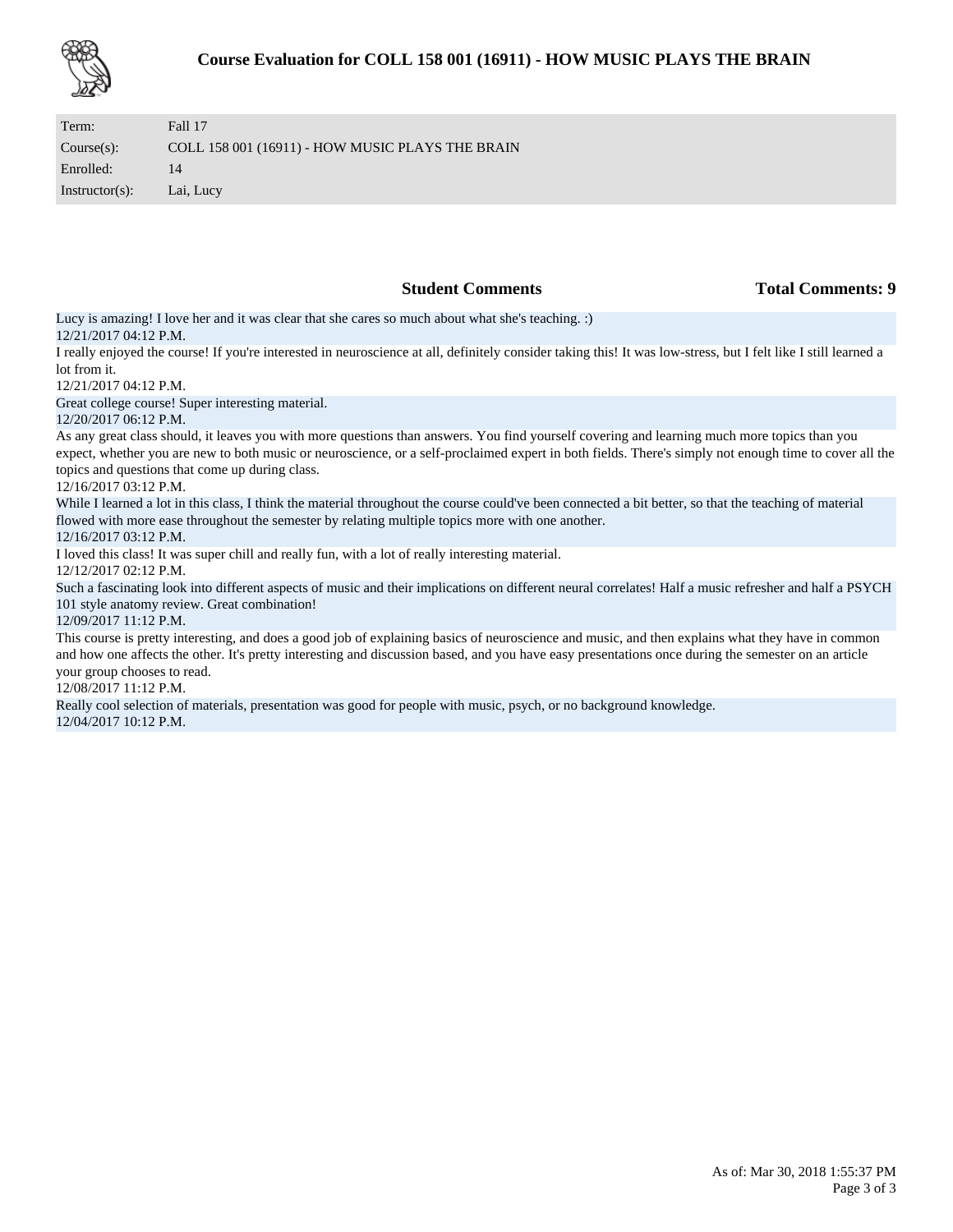# Course Evaluation for COLL 158 001 (16911) - HOW MUSIC PLAYS THE BRAIN

| | |
|---|---|
| Term: | Fall 17 |
| Course(s): | COLL 158 001 (16911) - HOW MUSIC PLAYS THE BRAIN |
| Enrolled: | 14 |
| Instructor(s): | Lai, Lucy |

## Student Comments

**Total Comments: 9**

Lucy is amazing! I love her and it was clear that she cares so much about what she's teaching. :)
12/21/2017 04:12 P.M.

I really enjoyed the course! If you're interested in neuroscience at all, definitely consider taking this! It was low-stress, but I felt like I still learned a lot from it.
12/21/2017 04:12 P.M.

Great college course! Super interesting material.
12/20/2017 06:12 P.M.

As any great class should, it leaves you with more questions than answers. You find yourself covering and learning much more topics than you expect, whether you are new to both music or neuroscience, or a self-proclaimed expert in both fields. There's simply not enough time to cover all the topics and questions that come up during class.
12/16/2017 03:12 P.M.

While I learned a lot in this class, I think the material throughout the course could've been connected a bit better, so that the teaching of material flowed with more ease throughout the semester by relating multiple topics more with one another.
12/16/2017 03:12 P.M.

I loved this class! It was super chill and really fun, with a lot of really interesting material.
12/12/2017 02:12 P.M.

Such a fascinating look into different aspects of music and their implications on different neural correlates! Half a music refresher and half a PSYCH 101 style anatomy review. Great combination!
12/09/2017 11:12 P.M.

This course is pretty interesting, and does a good job of explaining basics of neuroscience and music, and then explains what they have in common and how one affects the other. It's pretty interesting and discussion based, and you have easy presentations once during the semester on an article your group chooses to read.
12/08/2017 11:12 P.M.

Really cool selection of materials, presentation was good for people with music, psych, or no background knowledge.
12/04/2017 10:12 P.M.

As of: Mar 30, 2018 1:55:37 PM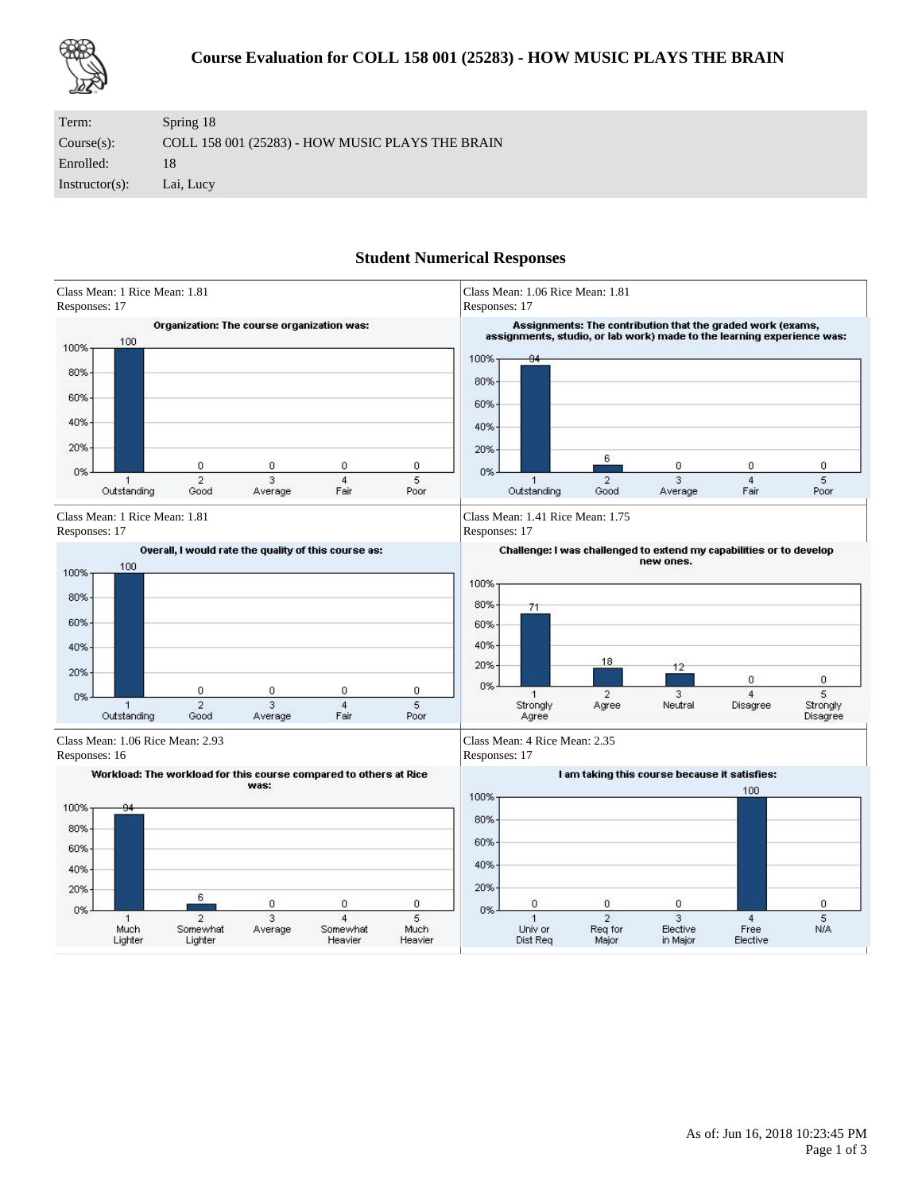# Course Evaluation for COLL 158 001 (25283) - HOW MUSIC PLAYS THE BRAIN

| | |
|---|---|
| Term: | Spring 18 |
| Course(s): | COLL 158 001 (25283) - HOW MUSIC PLAYS THE BRAIN |
| Enrolled: | 18 |
| Instructor(s): | Lai, Lucy |

## Student Numerical Responses

Class Mean: 1 Rice Mean: 1.81
Responses: 17

**Organization: The course organization was:**

| 1 Outstanding | 2 Good | 3 Average | 4 Fair | 5 Poor |
|---|---|---|---|---|
| 100 | 0 | 0 | 0 | 0 |

Class Mean: 1.06 Rice Mean: 1.81
Responses: 17

**Assignments: The contribution that the graded work (exams, assignments, studio, or lab work) made to the learning experience was:**

| 1 Outstanding | 2 Good | 3 Average | 4 Fair | 5 Poor |
|---|---|---|---|---|
| 94 | 6 | 0 | 0 | 0 |

Class Mean: 1 Rice Mean: 1.81
Responses: 17

**Overall, I would rate the quality of this course as:**

| 1 Outstanding | 2 Good | 3 Average | 4 Fair | 5 Poor |
|---|---|---|---|---|
| 100 | 0 | 0 | 0 | 0 |

Class Mean: 1.41 Rice Mean: 1.75
Responses: 17

**Challenge: I was challenged to extend my capabilities or to develop new ones.**

| 1 Strongly Agree | 2 Agree | 3 Neutral | 4 Disagree | 5 Strongly Disagree |
|---|---|---|---|---|
| 71 | 18 | 12 | 0 | 0 |

Class Mean: 1.06 Rice Mean: 2.93
Responses: 16

**Workload: The workload for this course compared to others at Rice was:**

| 1 Much Lighter | 2 Somewhat Lighter | 3 Average | 4 Somewhat Heavier | 5 Much Heavier |
|---|---|---|---|---|
| 94 | 6 | 0 | 0 | 0 |

Class Mean: 4 Rice Mean: 2.35
Responses: 17

**I am taking this course because it satisfies:**

| 1 Univ or Dist Req | 2 Req for Major | 3 Elective in Major | 4 Free Elective | 5 N/A |
|---|---|---|---|---|
| 0 | 0 | 0 | 100 | 0 |

As of: Jun 16, 2018 10:23:45 PM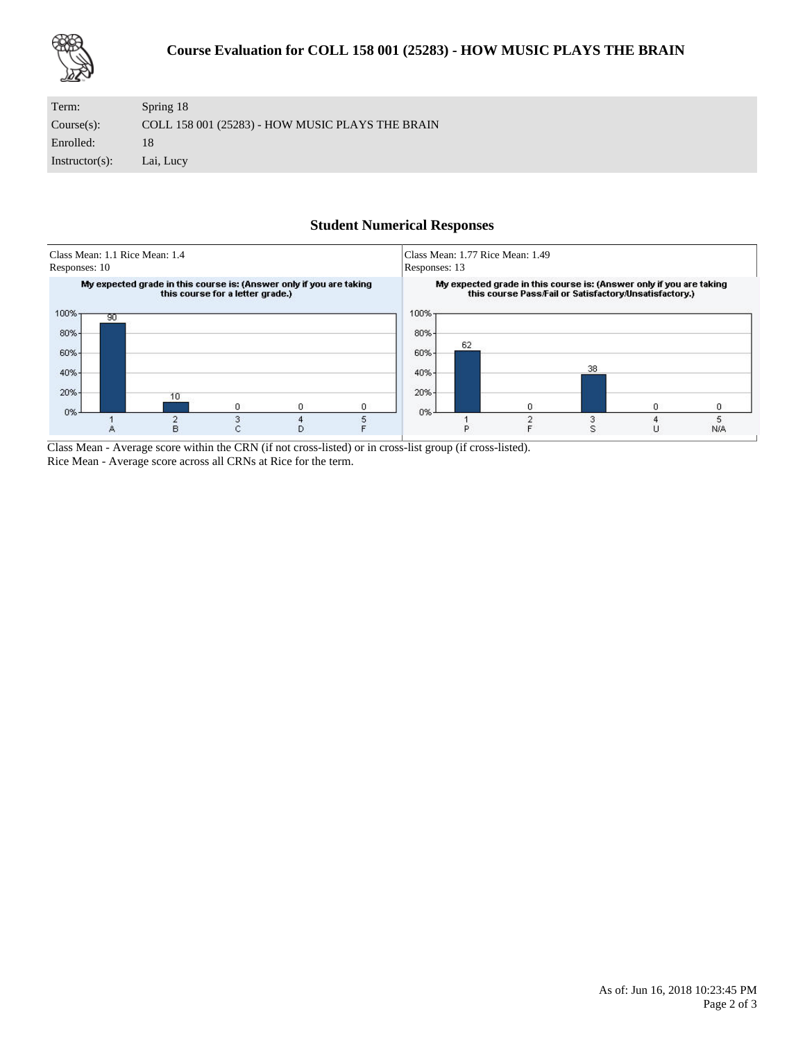# Course Evaluation for COLL 158 001 (25283) - HOW MUSIC PLAYS THE BRAIN

| | |
|---|---|
| Term: | Spring 18 |
| Course(s): | COLL 158 001 (25283) - HOW MUSIC PLAYS THE BRAIN |
| Enrolled: | 18 |
| Instructor(s): | Lai, Lucy |

## Student Numerical Responses

Class Mean: 1.1 Rice Mean: 1.4
Responses: 10

**My expected grade in this course is: (Answer only if you are taking this course for a letter grade.)**

| Response | 1 A | 2 B | 3 C | 4 D | 5 F |
|---|---|---|---|---|---|
| % | 90 | 10 | 0 | 0 | 0 |

Class Mean: 1.77 Rice Mean: 1.49
Responses: 13

**My expected grade in this course is: (Answer only if you are taking this course Pass/Fail or Satisfactory/Unsatisfactory.)**

| Response | 1 P | 2 F | 3 S | 4 U | 5 N/A |
|---|---|---|---|---|---|
| % | 62 | 0 | 38 | 0 | 0 |

Class Mean - Average score within the CRN (if not cross-listed) or in cross-list group (if cross-listed).
Rice Mean - Average score across all CRNs at Rice for the term.

As of: Jun 16, 2018 10:23:45 PM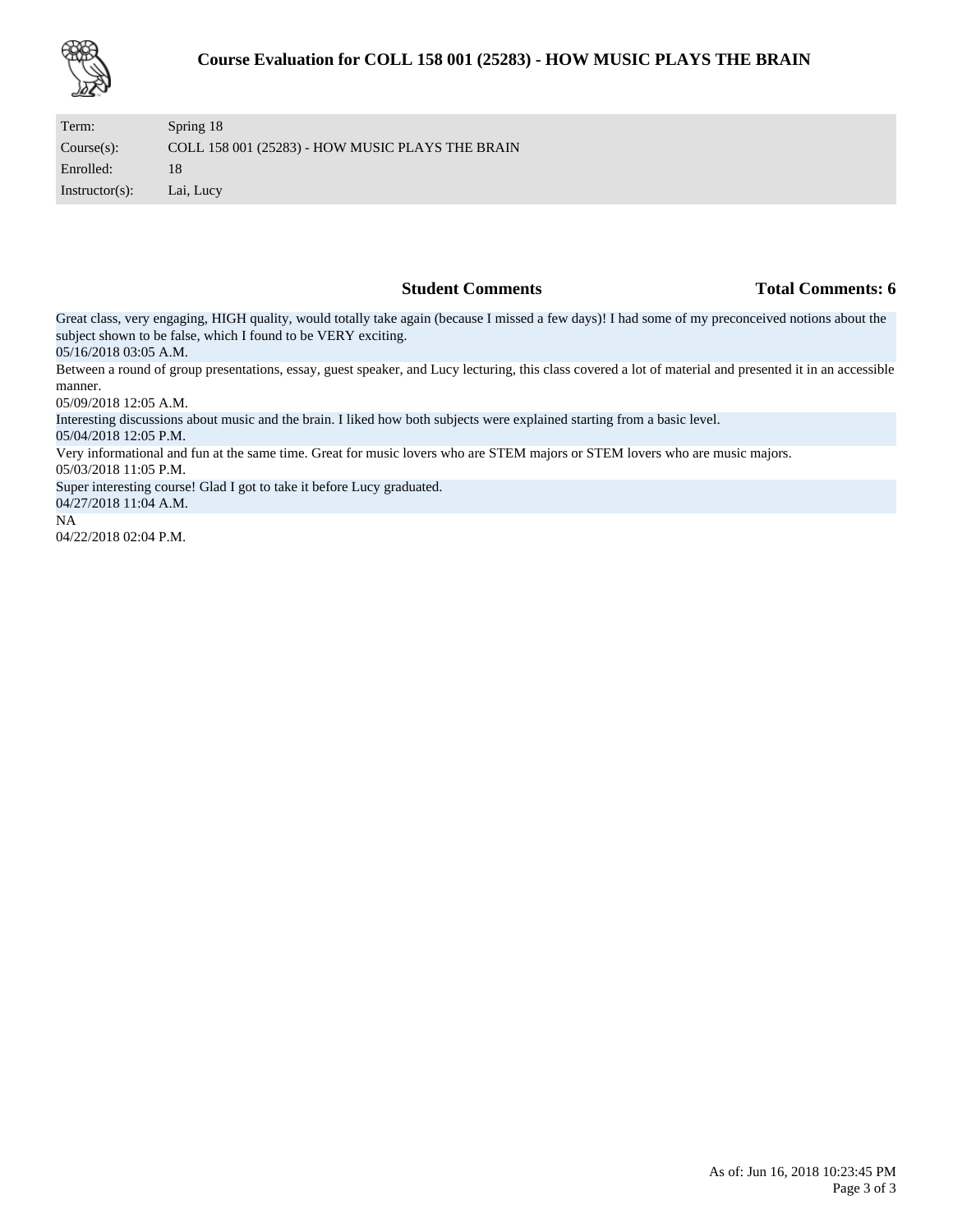## Course Evaluation for COLL 158 001 (25283) - HOW MUSIC PLAYS THE BRAIN

| | |
|---|---|
| Term: | Spring 18 |
| Course(s): | COLL 158 001 (25283) - HOW MUSIC PLAYS THE BRAIN |
| Enrolled: | 18 |
| Instructor(s): | Lai, Lucy |

### Student Comments

**Total Comments: 6**

Great class, very engaging, HIGH quality, would totally take again (because I missed a few days)! I had some of my preconceived notions about the subject shown to be false, which I found to be VERY exciting.
05/16/2018 03:05 A.M.

Between a round of group presentations, essay, guest speaker, and Lucy lecturing, this class covered a lot of material and presented it in an accessible manner.
05/09/2018 12:05 A.M.

Interesting discussions about music and the brain. I liked how both subjects were explained starting from a basic level.
05/04/2018 12:05 P.M.

Very informational and fun at the same time. Great for music lovers who are STEM majors or STEM lovers who are music majors.
05/03/2018 11:05 P.M.

Super interesting course! Glad I got to take it before Lucy graduated.
04/27/2018 11:04 A.M.

NA
04/22/2018 02:04 P.M.

As of: Jun 16, 2018 10:23:45 PM